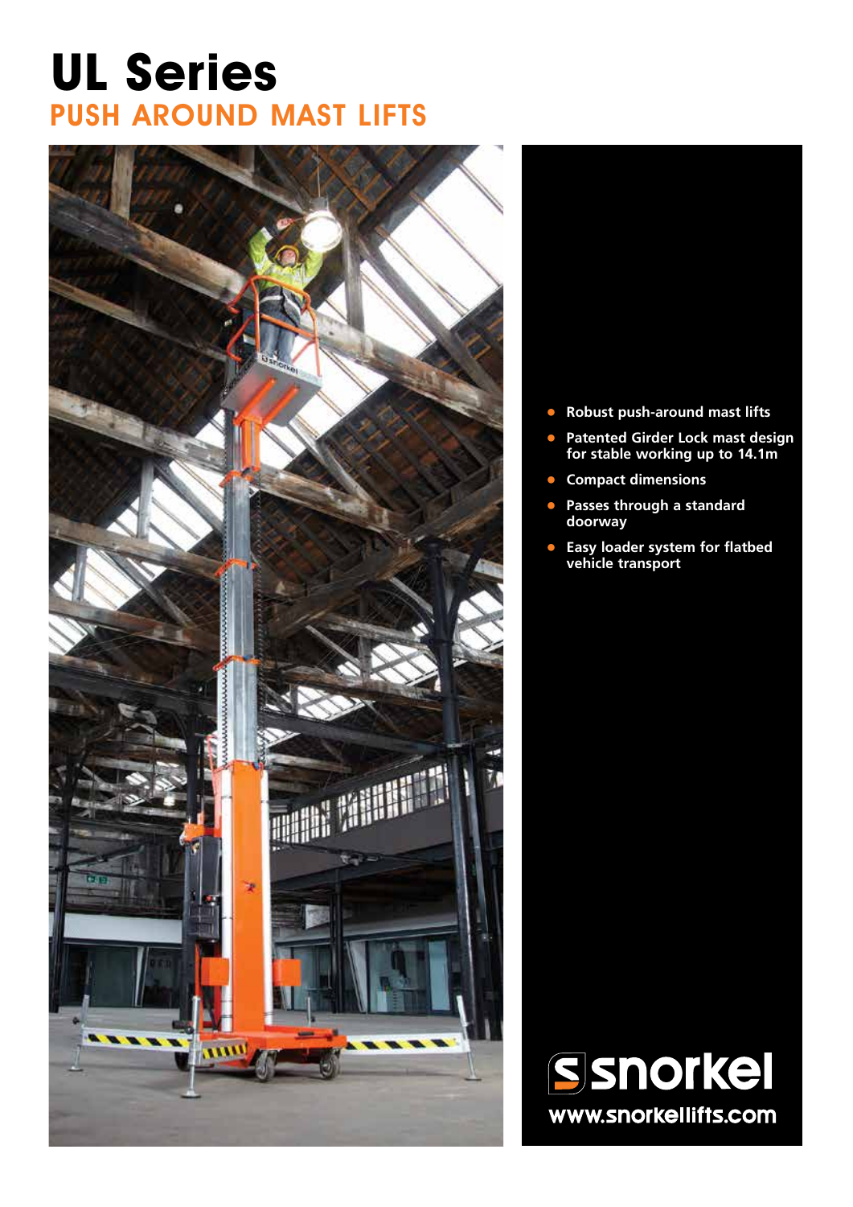# UL Series

## PUSH AROUND MAST LIFTS

- **Robust push-around mast lifts**
- **Patented Girder Lock mast design for stable working up to 14.1m**
- **Compact dimensions**
- **Passes through a standard doorway**
- **Easy loader system for flatbed vehicle transport**

snorkel

www.snorkellifts.com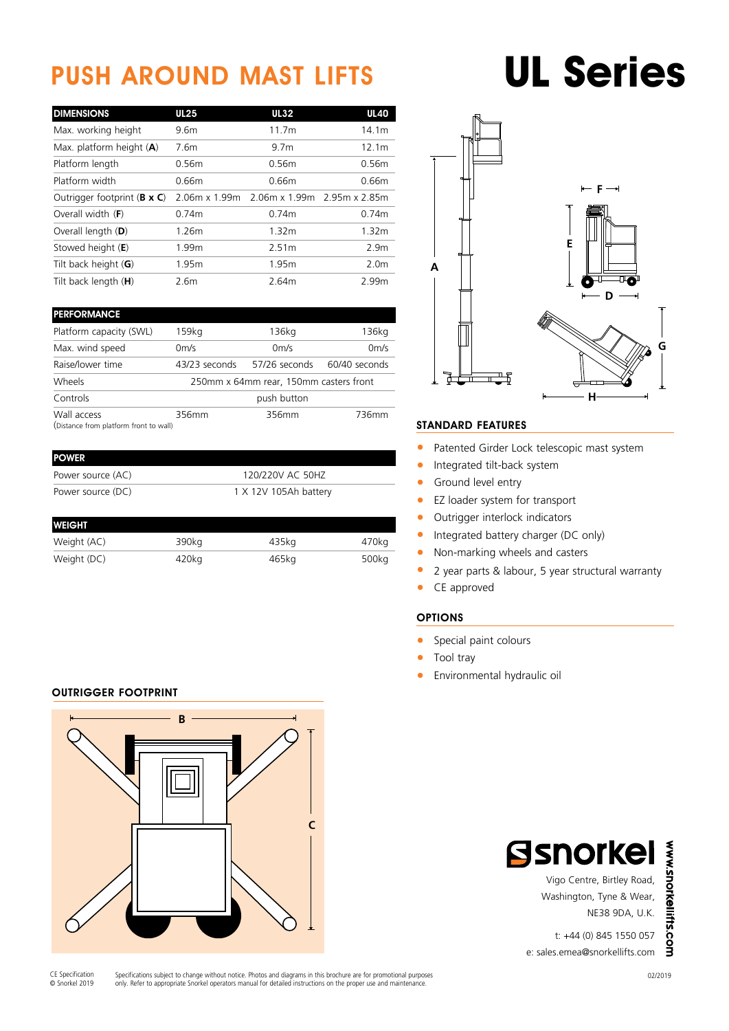# PUSH AROUND MAST LIFTS

# UL Series

| DIMENSIONS | UL25 | UL32 | UL40 |
| --- | --- | --- | --- |
| Max. working height | 9.6m | 11.7m | 14.1m |
| Max. platform height (**A**) | 7.6m | 9.7m | 12.1m |
| Platform length | 0.56m | 0.56m | 0.56m |
| Platform width | 0.66m | 0.66m | 0.66m |
| Outrigger footprint (**B x C**) | 2.06m x 1.99m | 2.06m x 1.99m | 2.95m x 2.85m |
| Overall width (**F**) | 0.74m | 0.74m | 0.74m |
| Overall length (**D**) | 1.26m | 1.32m | 1.32m |
| Stowed height (**E**) | 1.99m | 2.51m | 2.9m |
| Tilt back height (**G**) | 1.95m | 1.95m | 2.0m |
| Tilt back length (**H**) | 2.6m | 2.64m | 2.99m |

| PERFORMANCE | | | |
| --- | --- | --- | --- |
| Platform capacity (SWL) | 159kg | 136kg | 136kg |
| Max. wind speed | 0m/s | 0m/s | 0m/s |
| Raise/lower time | 43/23 seconds | 57/26 seconds | 60/40 seconds |
| Wheels | 250mm x 64mm rear, 150mm casters front | | |
| Controls | push button | | |
| Wall access (Distance from platform front to wall) | 356mm | 356mm | 736mm |

| POWER | |
| --- | --- |
| Power source (AC) | 120/220V AC 50HZ |
| Power source (DC) | 1 X 12V 105Ah battery |

| WEIGHT | | | |
| --- | --- | --- | --- |
| Weight (AC) | 390kg | 435kg | 470kg |
| Weight (DC) | 420kg | 465kg | 500kg |

A F E D G H

## STANDARD FEATURES

- Patented Girder Lock telescopic mast system
- Integrated tilt-back system
- Ground level entry
- EZ loader system for transport
- Outrigger interlock indicators
- Integrated battery charger (DC only)
- Non-marking wheels and casters
- 2 year parts & labour, 5 year structural warranty
- CE approved

## OPTIONS

- Special paint colours
- Tool tray
- Environmental hydraulic oil

## OUTRIGGER FOOTPRINT

B C

snorkel

Vigo Centre, Birtley Road,
Washington, Tyne & Wear,
NE38 9DA, U.K.

t: +44 (0) 845 1550 057
e: sales.emea@snorkellifts.com

www.snorkellifts.com

CE Specification
© Snorkel 2019

Specifications subject to change without notice. Photos and diagrams in this brochure are for promotional purposes only. Refer to appropriate Snorkel operators manual for detailed instructions on the proper use and maintenance.

02/2019